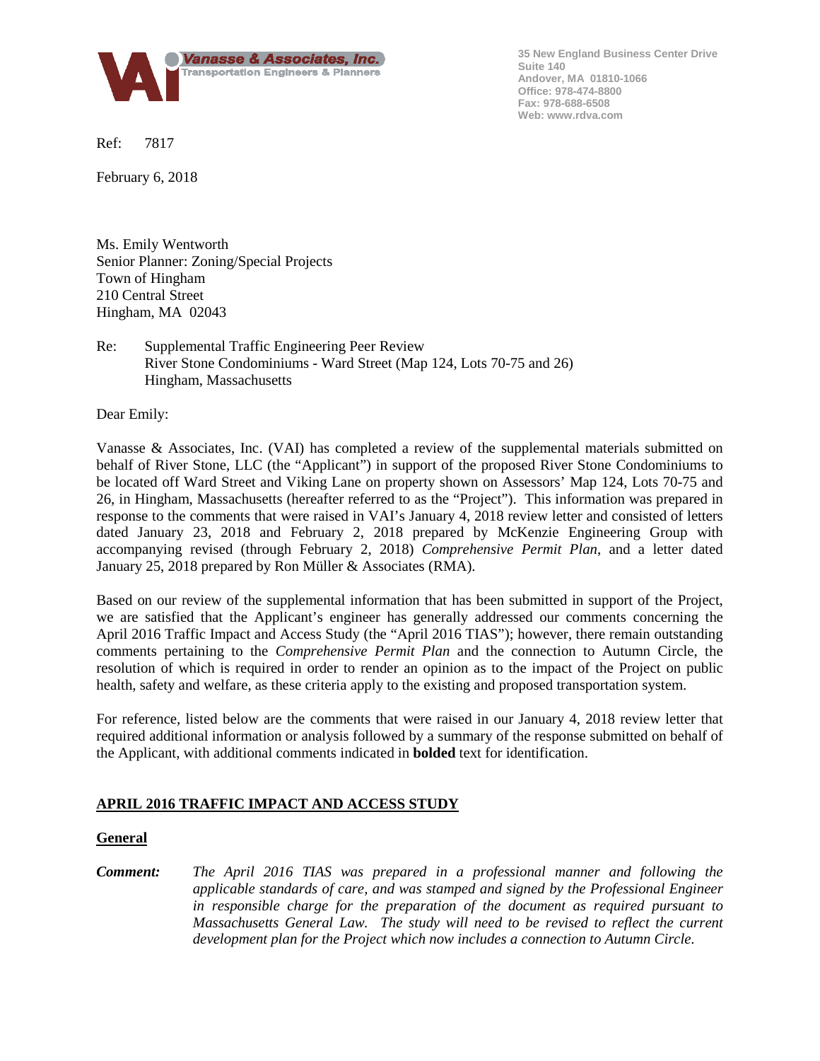**Vanasse & Associates, Inc.**
Transportation Engineers & Planners

35 New England Business Center Drive
Suite 140
Andover, MA 01810-1066
Office: 978-474-8800
Fax: 978-688-6508
Web: www.rdva.com

Ref: 7817

February 6, 2018

Ms. Emily Wentworth
Senior Planner: Zoning/Special Projects
Town of Hingham
210 Central Street
Hingham, MA 02043

Re: Supplemental Traffic Engineering Peer Review
River Stone Condominiums - Ward Street (Map 124, Lots 70-75 and 26)
Hingham, Massachusetts

Dear Emily:

Vanasse & Associates, Inc. (VAI) has completed a review of the supplemental materials submitted on behalf of River Stone, LLC (the "Applicant") in support of the proposed River Stone Condominiums to be located off Ward Street and Viking Lane on property shown on Assessors' Map 124, Lots 70-75 and 26, in Hingham, Massachusetts (hereafter referred to as the "Project"). This information was prepared in response to the comments that were raised in VAI's January 4, 2018 review letter and consisted of letters dated January 23, 2018 and February 2, 2018 prepared by McKenzie Engineering Group with accompanying revised (through February 2, 2018) *Comprehensive Permit Plan*, and a letter dated January 25, 2018 prepared by Ron Müller & Associates (RMA).

Based on our review of the supplemental information that has been submitted in support of the Project, we are satisfied that the Applicant's engineer has generally addressed our comments concerning the April 2016 Traffic Impact and Access Study (the "April 2016 TIAS"); however, there remain outstanding comments pertaining to the *Comprehensive Permit Plan* and the connection to Autumn Circle, the resolution of which is required in order to render an opinion as to the impact of the Project on public health, safety and welfare, as these criteria apply to the existing and proposed transportation system.

For reference, listed below are the comments that were raised in our January 4, 2018 review letter that required additional information or analysis followed by a summary of the response submitted on behalf of the Applicant, with additional comments indicated in **bolded** text for identification.

## APRIL 2016 TRAFFIC IMPACT AND ACCESS STUDY

### General

***Comment:*** *The April 2016 TIAS was prepared in a professional manner and following the applicable standards of care, and was stamped and signed by the Professional Engineer in responsible charge for the preparation of the document as required pursuant to Massachusetts General Law. The study will need to be revised to reflect the current development plan for the Project which now includes a connection to Autumn Circle.*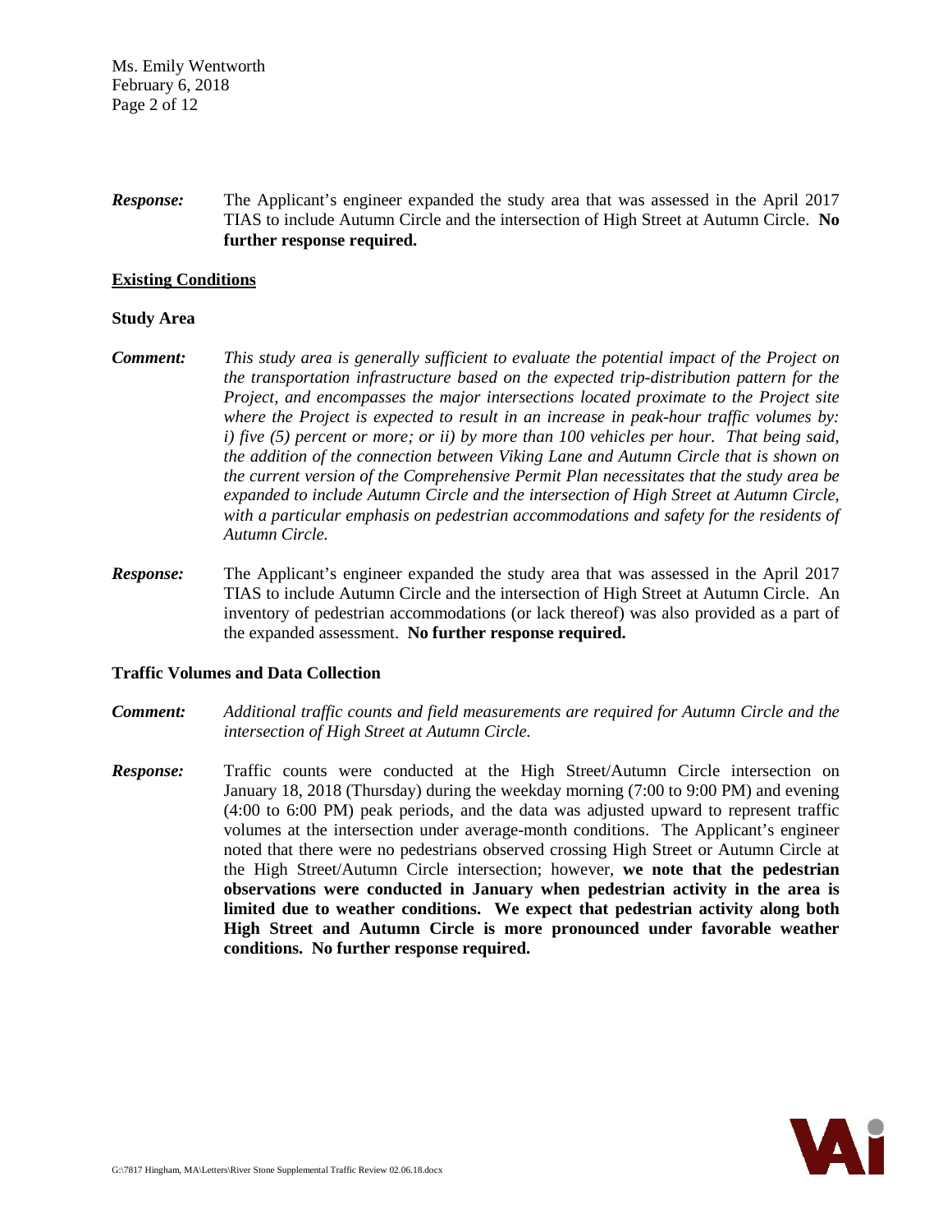***Response:*** The Applicant's engineer expanded the study area that was assessed in the April 2017 TIAS to include Autumn Circle and the intersection of High Street at Autumn Circle. **No further response required.**

## Existing Conditions

### Study Area

***Comment:*** *This study area is generally sufficient to evaluate the potential impact of the Project on the transportation infrastructure based on the expected trip-distribution pattern for the Project, and encompasses the major intersections located proximate to the Project site where the Project is expected to result in an increase in peak-hour traffic volumes by: i) five (5) percent or more; or ii) by more than 100 vehicles per hour. That being said, the addition of the connection between Viking Lane and Autumn Circle that is shown on the current version of the Comprehensive Permit Plan necessitates that the study area be expanded to include Autumn Circle and the intersection of High Street at Autumn Circle, with a particular emphasis on pedestrian accommodations and safety for the residents of Autumn Circle.*

***Response:*** The Applicant's engineer expanded the study area that was assessed in the April 2017 TIAS to include Autumn Circle and the intersection of High Street at Autumn Circle. An inventory of pedestrian accommodations (or lack thereof) was also provided as a part of the expanded assessment. **No further response required.**

### Traffic Volumes and Data Collection

***Comment:*** *Additional traffic counts and field measurements are required for Autumn Circle and the intersection of High Street at Autumn Circle.*

***Response:*** Traffic counts were conducted at the High Street/Autumn Circle intersection on January 18, 2018 (Thursday) during the weekday morning (7:00 to 9:00 PM) and evening (4:00 to 6:00 PM) peak periods, and the data was adjusted upward to represent traffic volumes at the intersection under average-month conditions. The Applicant's engineer noted that there were no pedestrians observed crossing High Street or Autumn Circle at the High Street/Autumn Circle intersection; however, **we note that the pedestrian observations were conducted in January when pedestrian activity in the area is limited due to weather conditions. We expect that pedestrian activity along both High Street and Autumn Circle is more pronounced under favorable weather conditions. No further response required.**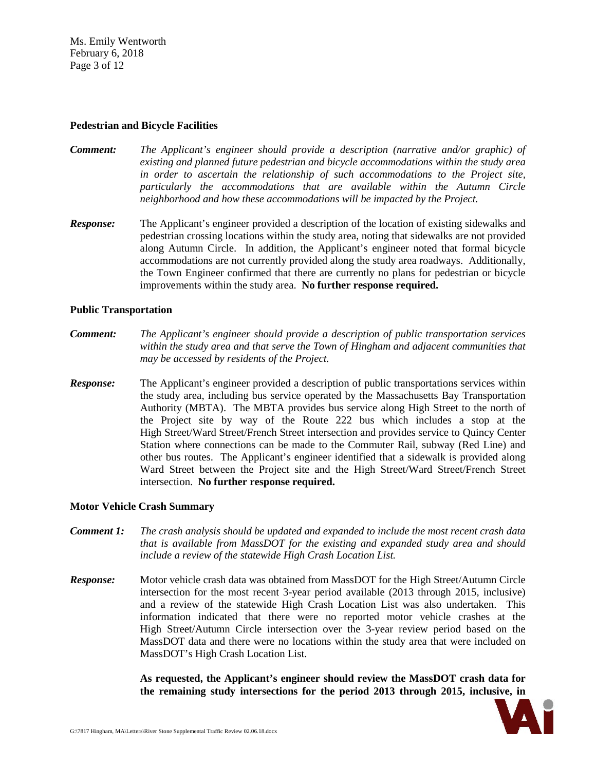### Pedestrian and Bicycle Facilities

***Comment:*** *The Applicant's engineer should provide a description (narrative and/or graphic) of existing and planned future pedestrian and bicycle accommodations within the study area in order to ascertain the relationship of such accommodations to the Project site, particularly the accommodations that are available within the Autumn Circle neighborhood and how these accommodations will be impacted by the Project.*

***Response:*** The Applicant's engineer provided a description of the location of existing sidewalks and pedestrian crossing locations within the study area, noting that sidewalks are not provided along Autumn Circle. In addition, the Applicant's engineer noted that formal bicycle accommodations are not currently provided along the study area roadways. Additionally, the Town Engineer confirmed that there are currently no plans for pedestrian or bicycle improvements within the study area. **No further response required.**

### Public Transportation

***Comment:*** *The Applicant's engineer should provide a description of public transportation services within the study area and that serve the Town of Hingham and adjacent communities that may be accessed by residents of the Project.*

***Response:*** The Applicant's engineer provided a description of public transportations services within the study area, including bus service operated by the Massachusetts Bay Transportation Authority (MBTA). The MBTA provides bus service along High Street to the north of the Project site by way of the Route 222 bus which includes a stop at the High Street/Ward Street/French Street intersection and provides service to Quincy Center Station where connections can be made to the Commuter Rail, subway (Red Line) and other bus routes. The Applicant's engineer identified that a sidewalk is provided along Ward Street between the Project site and the High Street/Ward Street/French Street intersection. **No further response required.**

### Motor Vehicle Crash Summary

***Comment 1:*** *The crash analysis should be updated and expanded to include the most recent crash data that is available from MassDOT for the existing and expanded study area and should include a review of the statewide High Crash Location List.*

***Response:*** Motor vehicle crash data was obtained from MassDOT for the High Street/Autumn Circle intersection for the most recent 3-year period available (2013 through 2015, inclusive) and a review of the statewide High Crash Location List was also undertaken. This information indicated that there were no reported motor vehicle crashes at the High Street/Autumn Circle intersection over the 3-year review period based on the MassDOT data and there were no locations within the study area that were included on MassDOT's High Crash Location List.

**As requested, the Applicant's engineer should review the MassDOT crash data for the remaining study intersections for the period 2013 through 2015, inclusive, in**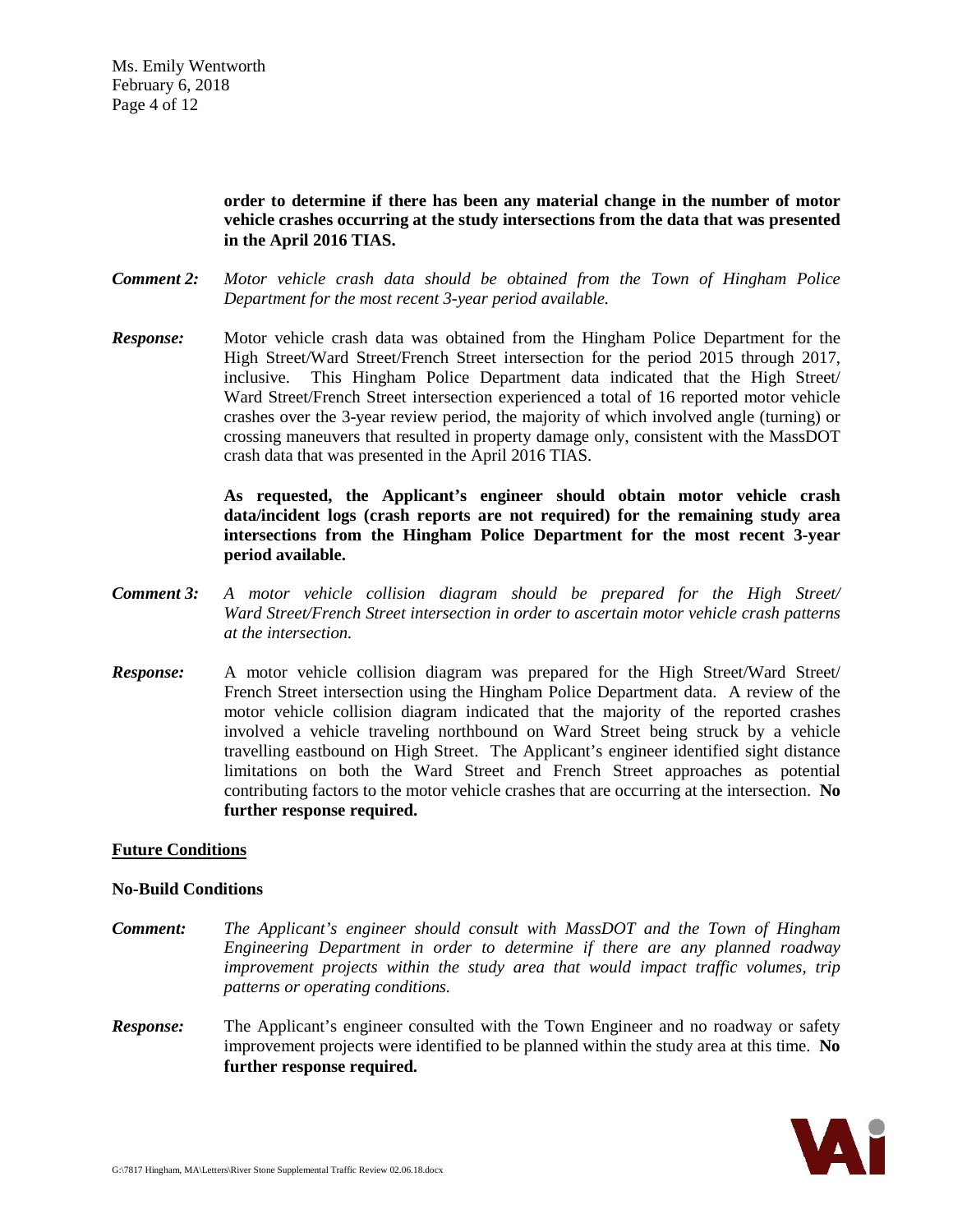**order to determine if there has been any material change in the number of motor vehicle crashes occurring at the study intersections from the data that was presented in the April 2016 TIAS.**

***Comment 2:*** *Motor vehicle crash data should be obtained from the Town of Hingham Police Department for the most recent 3-year period available.*

***Response:*** Motor vehicle crash data was obtained from the Hingham Police Department for the High Street/Ward Street/French Street intersection for the period 2015 through 2017, inclusive. This Hingham Police Department data indicated that the High Street/ Ward Street/French Street intersection experienced a total of 16 reported motor vehicle crashes over the 3-year review period, the majority of which involved angle (turning) or crossing maneuvers that resulted in property damage only, consistent with the MassDOT crash data that was presented in the April 2016 TIAS.

**As requested, the Applicant's engineer should obtain motor vehicle crash data/incident logs (crash reports are not required) for the remaining study area intersections from the Hingham Police Department for the most recent 3-year period available.**

***Comment 3:*** *A motor vehicle collision diagram should be prepared for the High Street/ Ward Street/French Street intersection in order to ascertain motor vehicle crash patterns at the intersection.*

***Response:*** A motor vehicle collision diagram was prepared for the High Street/Ward Street/ French Street intersection using the Hingham Police Department data. A review of the motor vehicle collision diagram indicated that the majority of the reported crashes involved a vehicle traveling northbound on Ward Street being struck by a vehicle travelling eastbound on High Street. The Applicant's engineer identified sight distance limitations on both the Ward Street and French Street approaches as potential contributing factors to the motor vehicle crashes that are occurring at the intersection. **No further response required.**

## Future Conditions

### No-Build Conditions

***Comment:*** *The Applicant's engineer should consult with MassDOT and the Town of Hingham Engineering Department in order to determine if there are any planned roadway improvement projects within the study area that would impact traffic volumes, trip patterns or operating conditions.*

***Response:*** The Applicant's engineer consulted with the Town Engineer and no roadway or safety improvement projects were identified to be planned within the study area at this time. **No further response required.**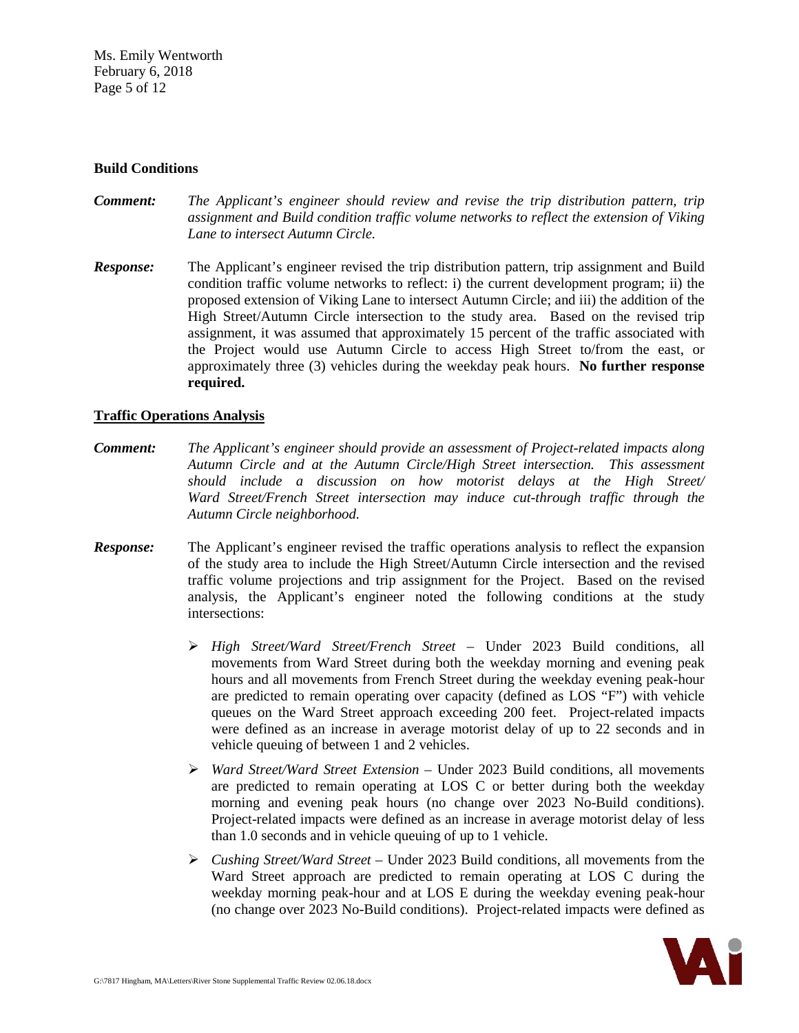**Build Conditions**

***Comment:*** *The Applicant's engineer should review and revise the trip distribution pattern, trip assignment and Build condition traffic volume networks to reflect the extension of Viking Lane to intersect Autumn Circle.*

***Response:*** The Applicant's engineer revised the trip distribution pattern, trip assignment and Build condition traffic volume networks to reflect: i) the current development program; ii) the proposed extension of Viking Lane to intersect Autumn Circle; and iii) the addition of the High Street/Autumn Circle intersection to the study area. Based on the revised trip assignment, it was assumed that approximately 15 percent of the traffic associated with the Project would use Autumn Circle to access High Street to/from the east, or approximately three (3) vehicles during the weekday peak hours. **No further response required.**

**Traffic Operations Analysis**

***Comment:*** *The Applicant's engineer should provide an assessment of Project-related impacts along Autumn Circle and at the Autumn Circle/High Street intersection. This assessment should include a discussion on how motorist delays at the High Street/ Ward Street/French Street intersection may induce cut-through traffic through the Autumn Circle neighborhood.*

***Response:*** The Applicant's engineer revised the traffic operations analysis to reflect the expansion of the study area to include the High Street/Autumn Circle intersection and the revised traffic volume projections and trip assignment for the Project. Based on the revised analysis, the Applicant's engineer noted the following conditions at the study intersections:

- *High Street/Ward Street/French Street* – Under 2023 Build conditions, all movements from Ward Street during both the weekday morning and evening peak hours and all movements from French Street during the weekday evening peak-hour are predicted to remain operating over capacity (defined as LOS "F") with vehicle queues on the Ward Street approach exceeding 200 feet. Project-related impacts were defined as an increase in average motorist delay of up to 22 seconds and in vehicle queuing of between 1 and 2 vehicles.
- *Ward Street/Ward Street Extension* – Under 2023 Build conditions, all movements are predicted to remain operating at LOS C or better during both the weekday morning and evening peak hours (no change over 2023 No-Build conditions). Project-related impacts were defined as an increase in average motorist delay of less than 1.0 seconds and in vehicle queuing of up to 1 vehicle.
- *Cushing Street/Ward Street* – Under 2023 Build conditions, all movements from the Ward Street approach are predicted to remain operating at LOS C during the weekday morning peak-hour and at LOS E during the weekday evening peak-hour (no change over 2023 No-Build conditions). Project-related impacts were defined as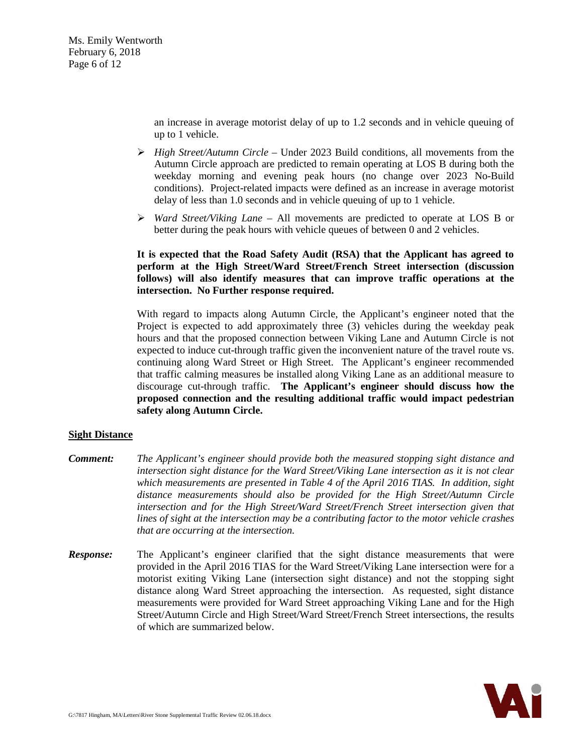an increase in average motorist delay of up to 1.2 seconds and in vehicle queuing of up to 1 vehicle.

- *High Street/Autumn Circle* – Under 2023 Build conditions, all movements from the Autumn Circle approach are predicted to remain operating at LOS B during both the weekday morning and evening peak hours (no change over 2023 No-Build conditions). Project-related impacts were defined as an increase in average motorist delay of less than 1.0 seconds and in vehicle queuing of up to 1 vehicle.
- *Ward Street/Viking Lane* – All movements are predicted to operate at LOS B or better during the peak hours with vehicle queues of between 0 and 2 vehicles.

**It is expected that the Road Safety Audit (RSA) that the Applicant has agreed to perform at the High Street/Ward Street/French Street intersection (discussion follows) will also identify measures that can improve traffic operations at the intersection. No Further response required.**

With regard to impacts along Autumn Circle, the Applicant's engineer noted that the Project is expected to add approximately three (3) vehicles during the weekday peak hours and that the proposed connection between Viking Lane and Autumn Circle is not expected to induce cut-through traffic given the inconvenient nature of the travel route vs. continuing along Ward Street or High Street. The Applicant's engineer recommended that traffic calming measures be installed along Viking Lane as an additional measure to discourage cut-through traffic. **The Applicant's engineer should discuss how the proposed connection and the resulting additional traffic would impact pedestrian safety along Autumn Circle.**

## Sight Distance

***Comment:*** *The Applicant's engineer should provide both the measured stopping sight distance and intersection sight distance for the Ward Street/Viking Lane intersection as it is not clear which measurements are presented in Table 4 of the April 2016 TIAS. In addition, sight distance measurements should also be provided for the High Street/Autumn Circle intersection and for the High Street/Ward Street/French Street intersection given that lines of sight at the intersection may be a contributing factor to the motor vehicle crashes that are occurring at the intersection.*

***Response:*** The Applicant's engineer clarified that the sight distance measurements that were provided in the April 2016 TIAS for the Ward Street/Viking Lane intersection were for a motorist exiting Viking Lane (intersection sight distance) and not the stopping sight distance along Ward Street approaching the intersection. As requested, sight distance measurements were provided for Ward Street approaching Viking Lane and for the High Street/Autumn Circle and High Street/Ward Street/French Street intersections, the results of which are summarized below.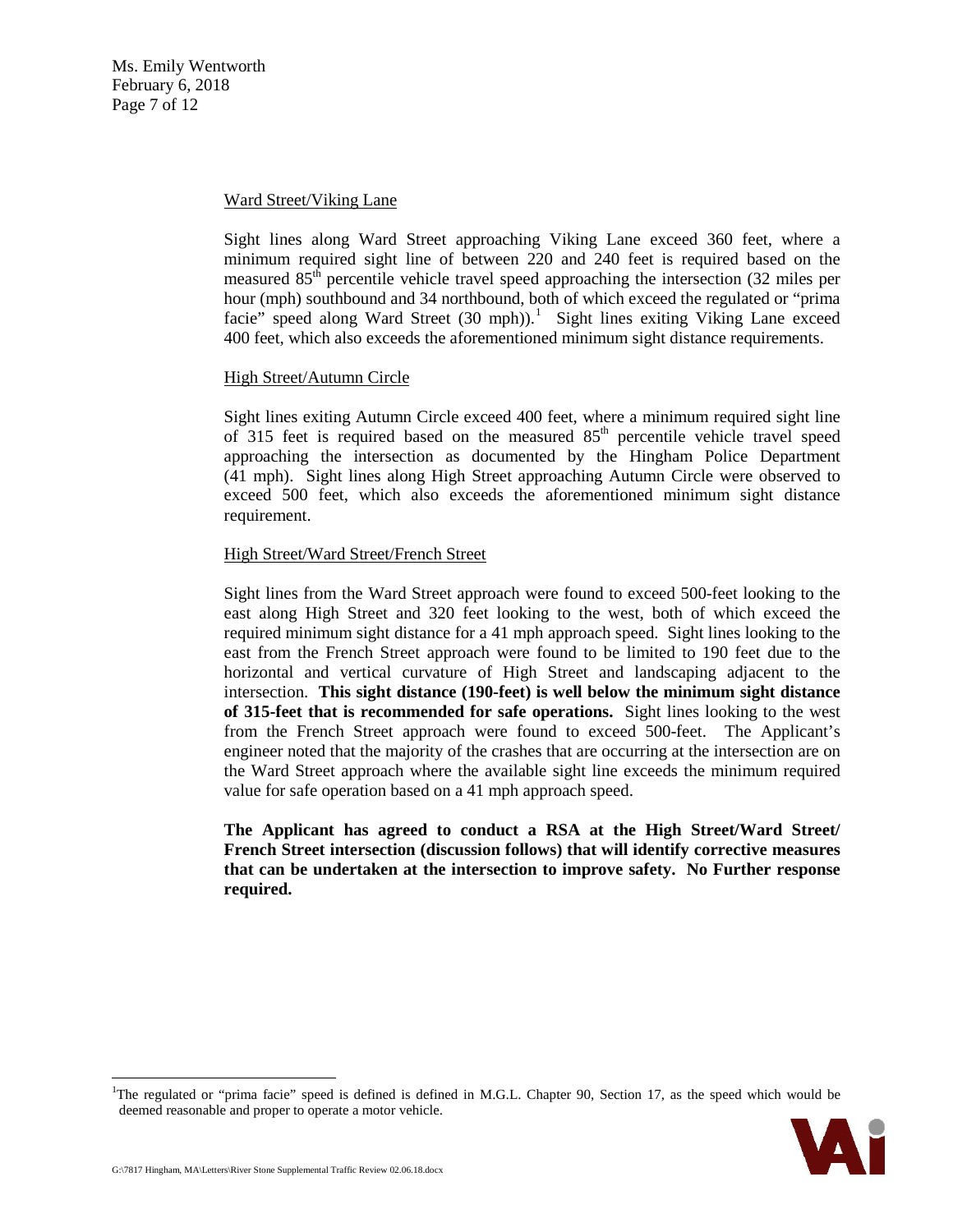Ward Street/Viking Lane

Sight lines along Ward Street approaching Viking Lane exceed 360 feet, where a minimum required sight line of between 220 and 240 feet is required based on the measured 85th percentile vehicle travel speed approaching the intersection (32 miles per hour (mph) southbound and 34 northbound, both of which exceed the regulated or "prima facie" speed along Ward Street (30 mph)).[1] Sight lines exiting Viking Lane exceed 400 feet, which also exceeds the aforementioned minimum sight distance requirements.

High Street/Autumn Circle

Sight lines exiting Autumn Circle exceed 400 feet, where a minimum required sight line of 315 feet is required based on the measured 85th percentile vehicle travel speed approaching the intersection as documented by the Hingham Police Department (41 mph). Sight lines along High Street approaching Autumn Circle were observed to exceed 500 feet, which also exceeds the aforementioned minimum sight distance requirement.

High Street/Ward Street/French Street

Sight lines from the Ward Street approach were found to exceed 500-feet looking to the east along High Street and 320 feet looking to the west, both of which exceed the required minimum sight distance for a 41 mph approach speed. Sight lines looking to the east from the French Street approach were found to be limited to 190 feet due to the horizontal and vertical curvature of High Street and landscaping adjacent to the intersection. **This sight distance (190-feet) is well below the minimum sight distance of 315-feet that is recommended for safe operations.** Sight lines looking to the west from the French Street approach were found to exceed 500-feet. The Applicant's engineer noted that the majority of the crashes that are occurring at the intersection are on the Ward Street approach where the available sight line exceeds the minimum required value for safe operation based on a 41 mph approach speed.

**The Applicant has agreed to conduct a RSA at the High Street/Ward Street/ French Street intersection (discussion follows) that will identify corrective measures that can be undertaken at the intersection to improve safety. No Further response required.**

---

[1] The regulated or "prima facie" speed is defined is defined in M.G.L. Chapter 90, Section 17, as the speed which would be deemed reasonable and proper to operate a motor vehicle.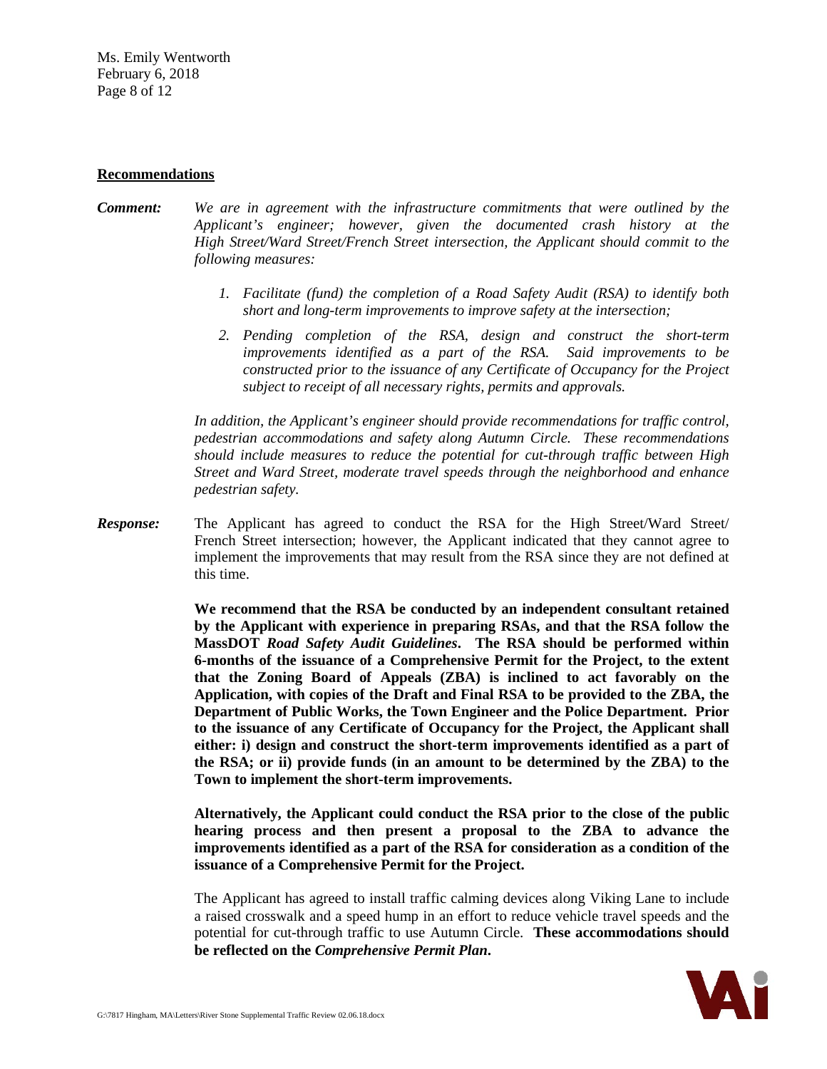**Recommendations**

***Comment:*** *We are in agreement with the infrastructure commitments that were outlined by the Applicant's engineer; however, given the documented crash history at the High Street/Ward Street/French Street intersection, the Applicant should commit to the following measures:*

1. *Facilitate (fund) the completion of a Road Safety Audit (RSA) to identify both short and long-term improvements to improve safety at the intersection;*
2. *Pending completion of the RSA, design and construct the short-term improvements identified as a part of the RSA. Said improvements to be constructed prior to the issuance of any Certificate of Occupancy for the Project subject to receipt of all necessary rights, permits and approvals.*

*In addition, the Applicant's engineer should provide recommendations for traffic control, pedestrian accommodations and safety along Autumn Circle. These recommendations should include measures to reduce the potential for cut-through traffic between High Street and Ward Street, moderate travel speeds through the neighborhood and enhance pedestrian safety.*

***Response:*** The Applicant has agreed to conduct the RSA for the High Street/Ward Street/ French Street intersection; however, the Applicant indicated that they cannot agree to implement the improvements that may result from the RSA since they are not defined at this time.

**We recommend that the RSA be conducted by an independent consultant retained by the Applicant with experience in preparing RSAs, and that the RSA follow the MassDOT *Road Safety Audit Guidelines*. The RSA should be performed within 6-months of the issuance of a Comprehensive Permit for the Project, to the extent that the Zoning Board of Appeals (ZBA) is inclined to act favorably on the Application, with copies of the Draft and Final RSA to be provided to the ZBA, the Department of Public Works, the Town Engineer and the Police Department. Prior to the issuance of any Certificate of Occupancy for the Project, the Applicant shall either: i) design and construct the short-term improvements identified as a part of the RSA; or ii) provide funds (in an amount to be determined by the ZBA) to the Town to implement the short-term improvements.**

**Alternatively, the Applicant could conduct the RSA prior to the close of the public hearing process and then present a proposal to the ZBA to advance the improvements identified as a part of the RSA for consideration as a condition of the issuance of a Comprehensive Permit for the Project.**

The Applicant has agreed to install traffic calming devices along Viking Lane to include a raised crosswalk and a speed hump in an effort to reduce vehicle travel speeds and the potential for cut-through traffic to use Autumn Circle. **These accommodations should be reflected on the *Comprehensive Permit Plan*.**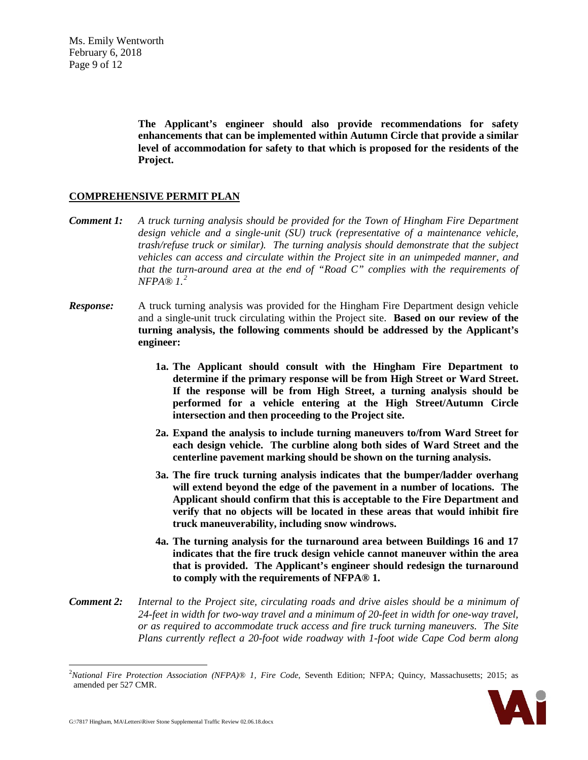**The Applicant's engineer should also provide recommendations for safety enhancements that can be implemented within Autumn Circle that provide a similar level of accommodation for safety to that which is proposed for the residents of the Project.**

## COMPREHENSIVE PERMIT PLAN

***Comment 1:*** *A truck turning analysis should be provided for the Town of Hingham Fire Department design vehicle and a single-unit (SU) truck (representative of a maintenance vehicle, trash/refuse truck or similar). The turning analysis should demonstrate that the subject vehicles can access and circulate within the Project site in an unimpeded manner, and that the turn-around area at the end of "Road C" complies with the requirements of NFPA® 1.*[2]

***Response:*** A truck turning analysis was provided for the Hingham Fire Department design vehicle and a single-unit truck circulating within the Project site. **Based on our review of the turning analysis, the following comments should be addressed by the Applicant's engineer:**

**1a. The Applicant should consult with the Hingham Fire Department to determine if the primary response will be from High Street or Ward Street. If the response will be from High Street, a turning analysis should be performed for a vehicle entering at the High Street/Autumn Circle intersection and then proceeding to the Project site.**

**2a. Expand the analysis to include turning maneuvers to/from Ward Street for each design vehicle. The curbline along both sides of Ward Street and the centerline pavement marking should be shown on the turning analysis.**

**3a. The fire truck turning analysis indicates that the bumper/ladder overhang will extend beyond the edge of the pavement in a number of locations. The Applicant should confirm that this is acceptable to the Fire Department and verify that no objects will be located in these areas that would inhibit fire truck maneuverability, including snow windrows.**

**4a. The turning analysis for the turnaround area between Buildings 16 and 17 indicates that the fire truck design vehicle cannot maneuver within the area that is provided. The Applicant's engineer should redesign the turnaround to comply with the requirements of NFPA® 1.**

***Comment 2:*** *Internal to the Project site, circulating roads and drive aisles should be a minimum of 24-feet in width for two-way travel and a minimum of 20-feet in width for one-way travel, or as required to accommodate truck access and fire truck turning maneuvers. The Site Plans currently reflect a 20-foot wide roadway with 1-foot wide Cape Cod berm along*

---

[2] *National Fire Protection Association (NFPA)® 1, Fire Code*, Seventh Edition; NFPA; Quincy, Massachusetts; 2015; as amended per 527 CMR.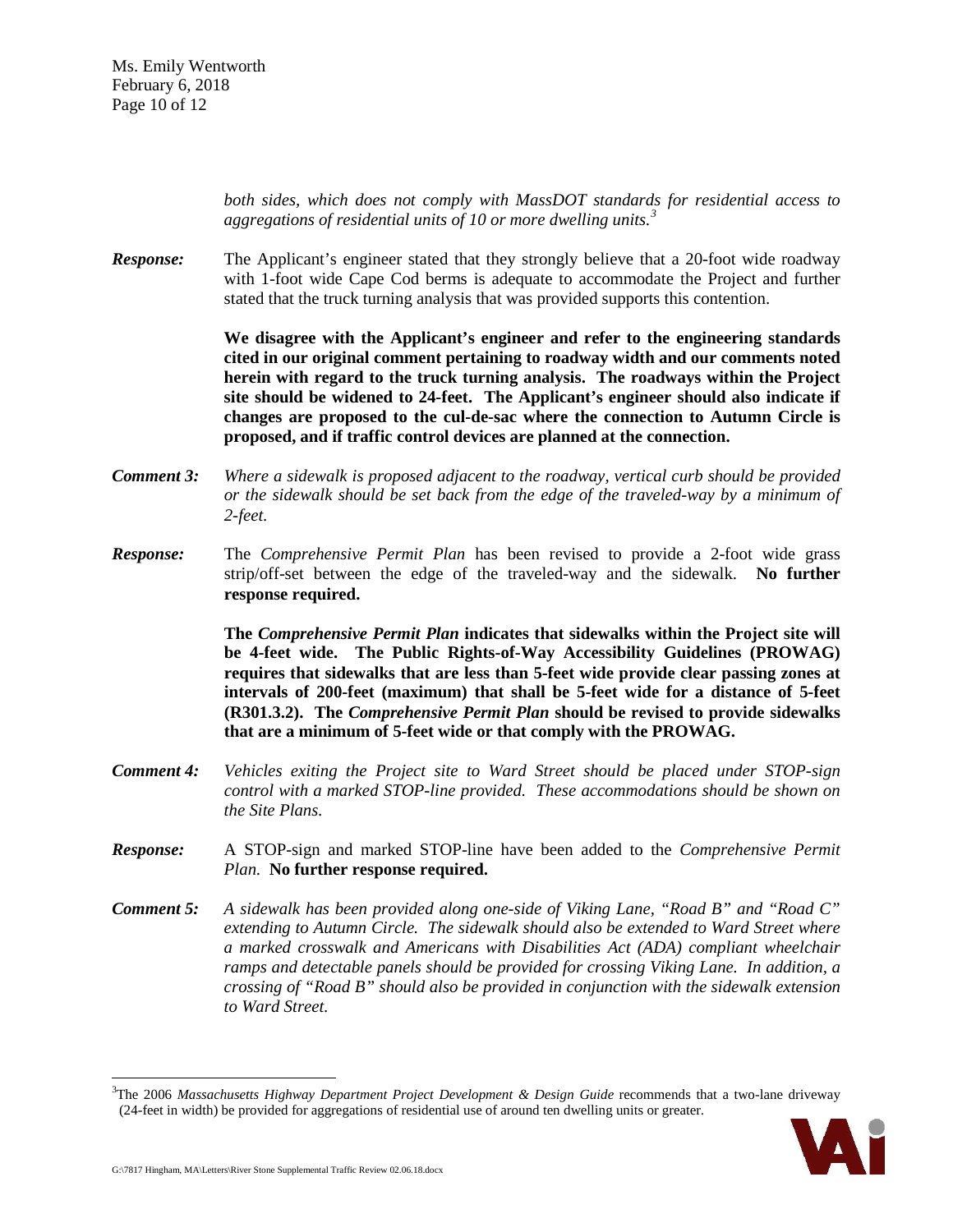*both sides, which does not comply with MassDOT standards for residential access to aggregations of residential units of 10 or more dwelling units.*[3]

***Response:*** The Applicant's engineer stated that they strongly believe that a 20-foot wide roadway with 1-foot wide Cape Cod berms is adequate to accommodate the Project and further stated that the truck turning analysis that was provided supports this contention.

**We disagree with the Applicant's engineer and refer to the engineering standards cited in our original comment pertaining to roadway width and our comments noted herein with regard to the truck turning analysis. The roadways within the Project site should be widened to 24-feet. The Applicant's engineer should also indicate if changes are proposed to the cul-de-sac where the connection to Autumn Circle is proposed, and if traffic control devices are planned at the connection.**

***Comment 3:*** *Where a sidewalk is proposed adjacent to the roadway, vertical curb should be provided or the sidewalk should be set back from the edge of the traveled-way by a minimum of 2-feet.*

***Response:*** The *Comprehensive Permit Plan* has been revised to provide a 2-foot wide grass strip/off-set between the edge of the traveled-way and the sidewalk. **No further response required.**

**The *Comprehensive Permit Plan* indicates that sidewalks within the Project site will be 4-feet wide. The Public Rights-of-Way Accessibility Guidelines (PROWAG) requires that sidewalks that are less than 5-feet wide provide clear passing zones at intervals of 200-feet (maximum) that shall be 5-feet wide for a distance of 5-feet (R301.3.2). The *Comprehensive Permit Plan* should be revised to provide sidewalks that are a minimum of 5-feet wide or that comply with the PROWAG.**

***Comment 4:*** *Vehicles exiting the Project site to Ward Street should be placed under STOP-sign control with a marked STOP-line provided. These accommodations should be shown on the Site Plans.*

***Response:*** A STOP-sign and marked STOP-line have been added to the *Comprehensive Permit Plan.* **No further response required.**

***Comment 5:*** *A sidewalk has been provided along one-side of Viking Lane, "Road B" and "Road C" extending to Autumn Circle. The sidewalk should also be extended to Ward Street where a marked crosswalk and Americans with Disabilities Act (ADA) compliant wheelchair ramps and detectable panels should be provided for crossing Viking Lane. In addition, a crossing of "Road B" should also be provided in conjunction with the sidewalk extension to Ward Street.*

---

[3] The 2006 *Massachusetts Highway Department Project Development & Design Guide* recommends that a two-lane driveway (24-feet in width) be provided for aggregations of residential use of around ten dwelling units or greater.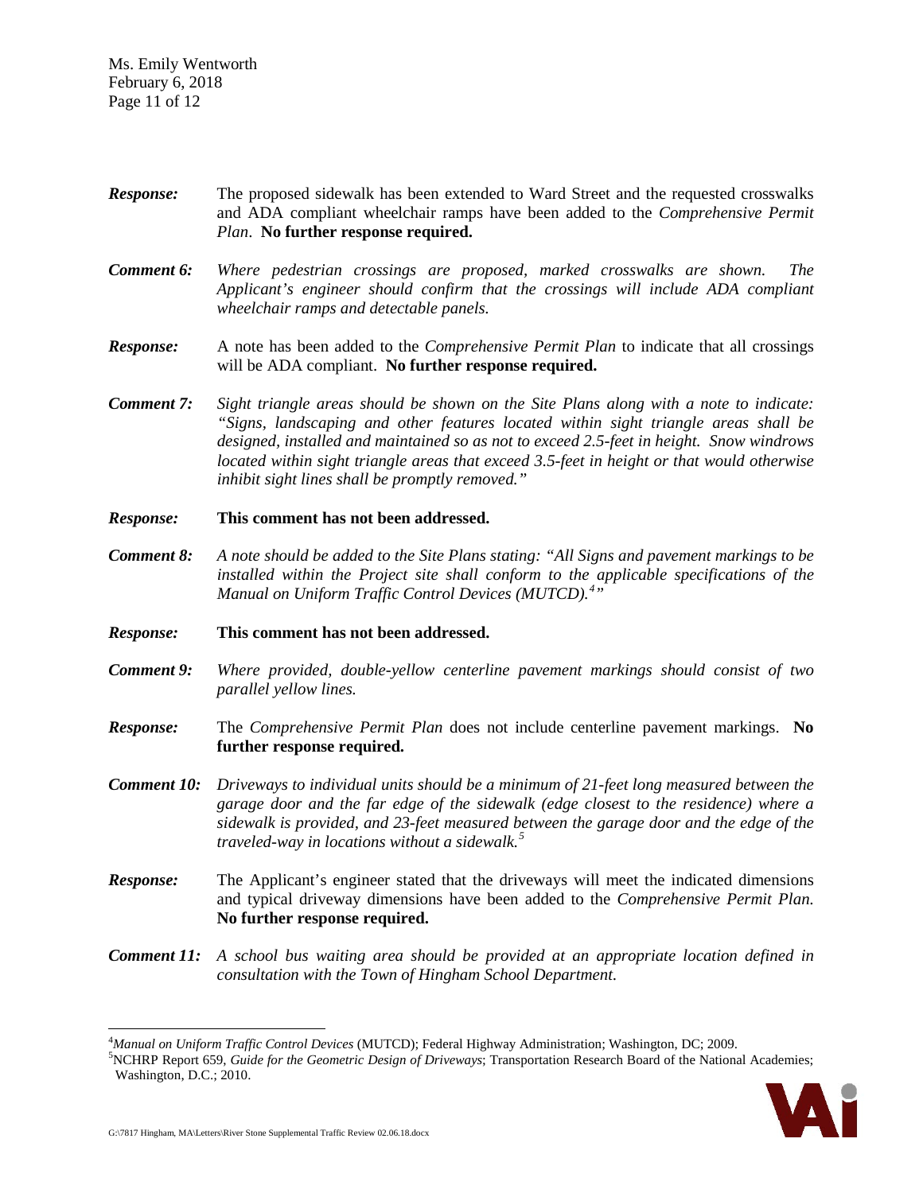***Response:*** The proposed sidewalk has been extended to Ward Street and the requested crosswalks and ADA compliant wheelchair ramps have been added to the *Comprehensive Permit Plan*. **No further response required.**

***Comment 6:*** *Where pedestrian crossings are proposed, marked crosswalks are shown. The Applicant's engineer should confirm that the crossings will include ADA compliant wheelchair ramps and detectable panels.*

***Response:*** A note has been added to the *Comprehensive Permit Plan* to indicate that all crossings will be ADA compliant. **No further response required.**

***Comment 7:*** *Sight triangle areas should be shown on the Site Plans along with a note to indicate: "Signs, landscaping and other features located within sight triangle areas shall be designed, installed and maintained so as not to exceed 2.5-feet in height. Snow windrows located within sight triangle areas that exceed 3.5-feet in height or that would otherwise inhibit sight lines shall be promptly removed."*

***Response:*** **This comment has not been addressed.**

***Comment 8:*** *A note should be added to the Site Plans stating: "All Signs and pavement markings to be installed within the Project site shall conform to the applicable specifications of the Manual on Uniform Traffic Control Devices (MUTCD).[4]"*

***Response:*** **This comment has not been addressed.**

***Comment 9:*** *Where provided, double-yellow centerline pavement markings should consist of two parallel yellow lines.*

***Response:*** The *Comprehensive Permit Plan* does not include centerline pavement markings. **No further response required.**

***Comment 10:*** *Driveways to individual units should be a minimum of 21-feet long measured between the garage door and the far edge of the sidewalk (edge closest to the residence) where a sidewalk is provided, and 23-feet measured between the garage door and the edge of the traveled-way in locations without a sidewalk.[5]*

***Response:*** The Applicant's engineer stated that the driveways will meet the indicated dimensions and typical driveway dimensions have been added to the *Comprehensive Permit Plan.* **No further response required.**

***Comment 11:*** *A school bus waiting area should be provided at an appropriate location defined in consultation with the Town of Hingham School Department.*

---

[4] *Manual on Uniform Traffic Control Devices* (MUTCD); Federal Highway Administration; Washington, DC; 2009.

[5] NCHRP Report 659, *Guide for the Geometric Design of Driveways*; Transportation Research Board of the National Academies; Washington, D.C.; 2010.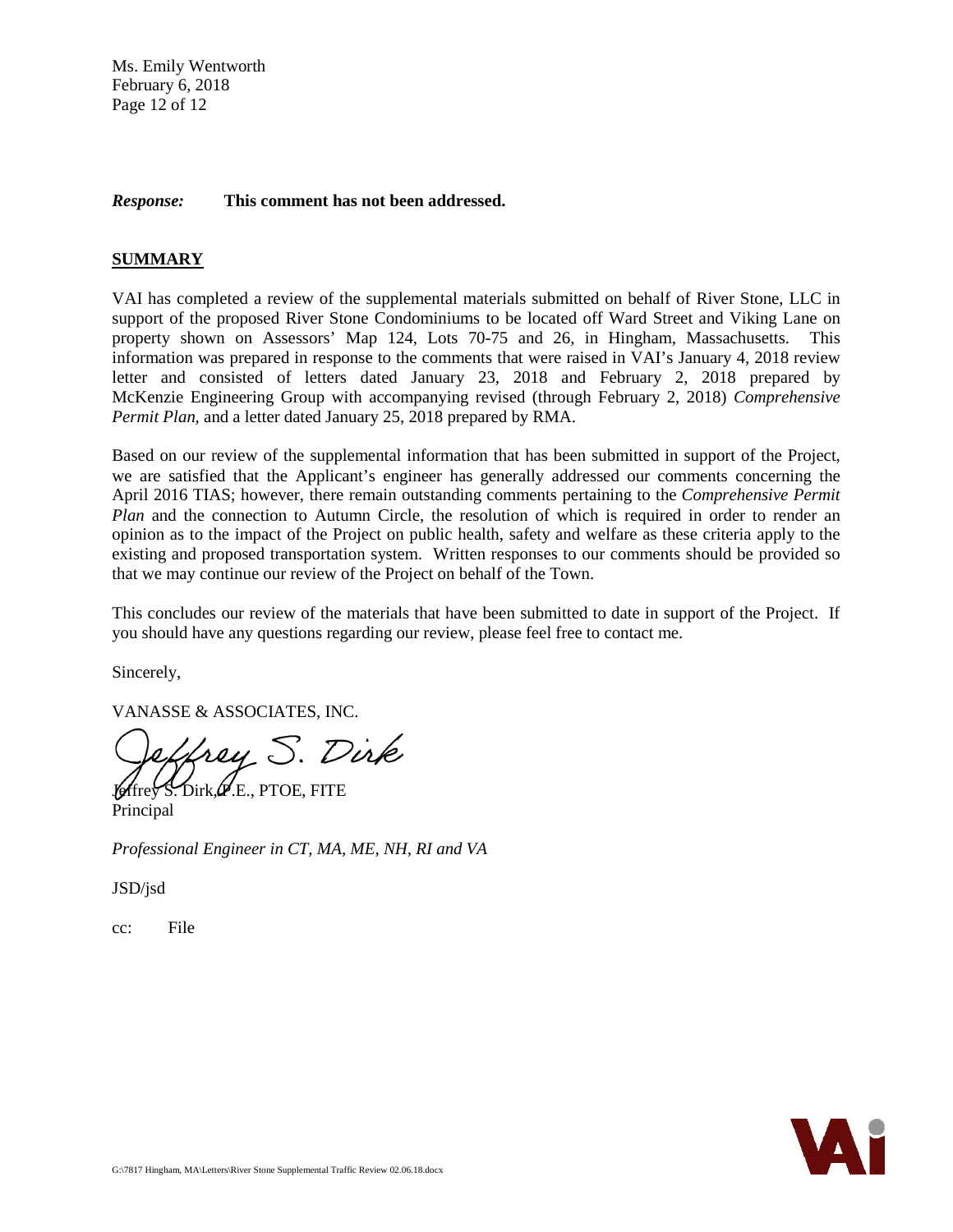*Response:* **This comment has not been addressed.**

**SUMMARY**

VAI has completed a review of the supplemental materials submitted on behalf of River Stone, LLC in support of the proposed River Stone Condominiums to be located off Ward Street and Viking Lane on property shown on Assessors' Map 124, Lots 70-75 and 26, in Hingham, Massachusetts. This information was prepared in response to the comments that were raised in VAI's January 4, 2018 review letter and consisted of letters dated January 23, 2018 and February 2, 2018 prepared by McKenzie Engineering Group with accompanying revised (through February 2, 2018) *Comprehensive Permit Plan*, and a letter dated January 25, 2018 prepared by RMA.

Based on our review of the supplemental information that has been submitted in support of the Project, we are satisfied that the Applicant's engineer has generally addressed our comments concerning the April 2016 TIAS; however, there remain outstanding comments pertaining to the *Comprehensive Permit Plan* and the connection to Autumn Circle, the resolution of which is required in order to render an opinion as to the impact of the Project on public health, safety and welfare as these criteria apply to the existing and proposed transportation system. Written responses to our comments should be provided so that we may continue our review of the Project on behalf of the Town.

This concludes our review of the materials that have been submitted to date in support of the Project. If you should have any questions regarding our review, please feel free to contact me.

Sincerely,

VANASSE & ASSOCIATES, INC.

Jeffrey S. Dirk, P.E., PTOE, FITE
Principal

*Professional Engineer in CT, MA, ME, NH, RI and VA*

JSD/jsd

cc: File

G:\7817 Hingham, MA\Letters\River Stone Supplemental Traffic Review 02.06.18.docx